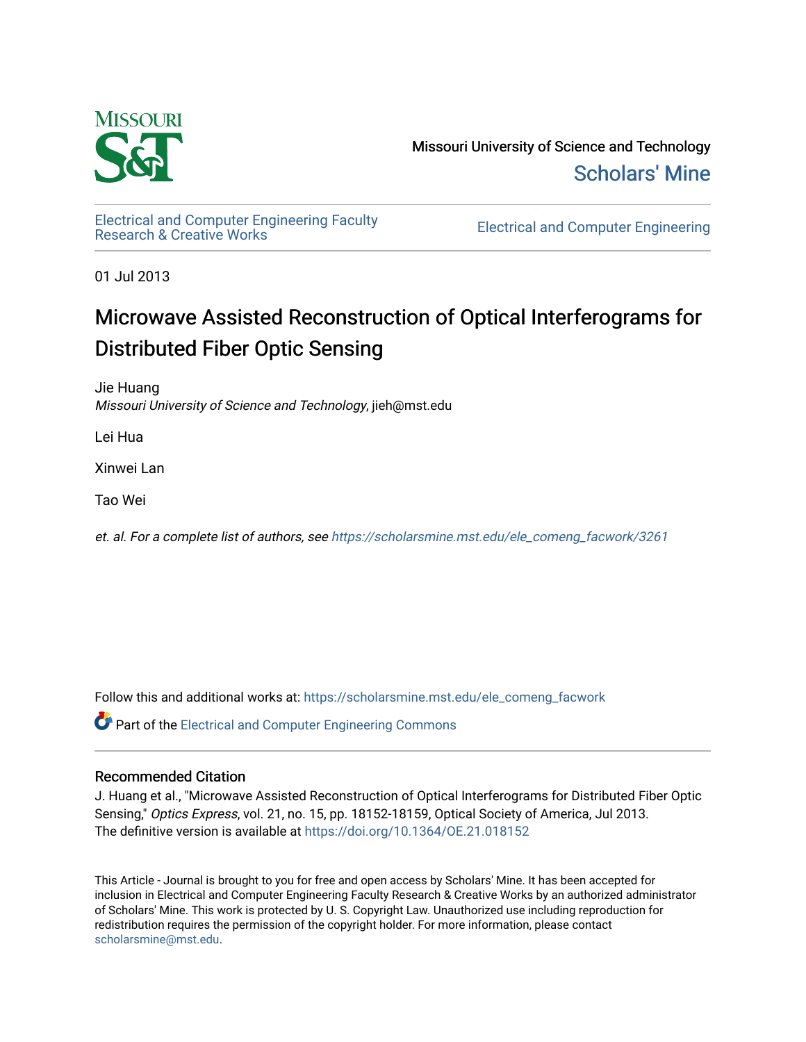Missouri University of Science and Technology

Scholars' Mine

Electrical and Computer Engineering Faculty Research & Creative Works

Electrical and Computer Engineering

01 Jul 2013

# Microwave Assisted Reconstruction of Optical Interferograms for Distributed Fiber Optic Sensing

Jie Huang
*Missouri University of Science and Technology*, jieh@mst.edu

Lei Hua

Xinwei Lan

Tao Wei

*et. al. For a complete list of authors, see* https://scholarsmine.mst.edu/ele_comeng_facwork/3261

Follow this and additional works at: https://scholarsmine.mst.edu/ele_comeng_facwork

Part of the Electrical and Computer Engineering Commons

## Recommended Citation

J. Huang et al., "Microwave Assisted Reconstruction of Optical Interferograms for Distributed Fiber Optic Sensing," *Optics Express*, vol. 21, no. 15, pp. 18152-18159, Optical Society of America, Jul 2013.
The definitive version is available at https://doi.org/10.1364/OE.21.018152

This Article - Journal is brought to you for free and open access by Scholars' Mine. It has been accepted for inclusion in Electrical and Computer Engineering Faculty Research & Creative Works by an authorized administrator of Scholars' Mine. This work is protected by U. S. Copyright Law. Unauthorized use including reproduction for redistribution requires the permission of the copyright holder. For more information, please contact scholarsmine@mst.edu.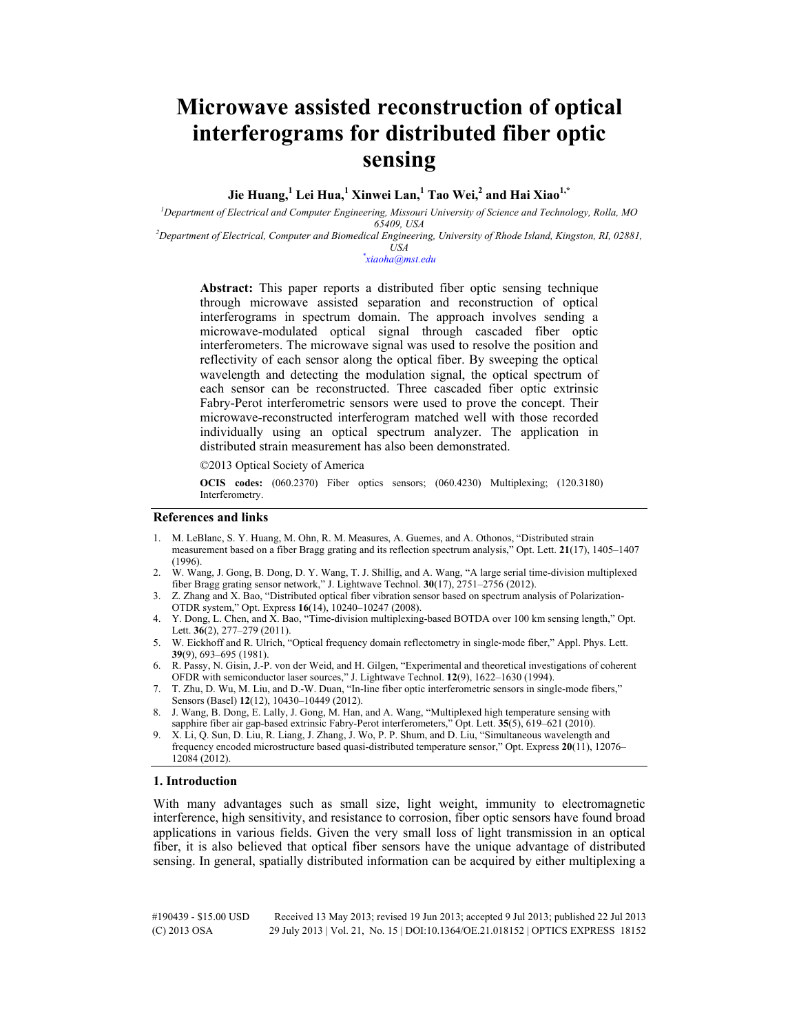# Microwave assisted reconstruction of optical interferograms for distributed fiber optic sensing

**Jie Huang,[1] Lei Hua,[1] Xinwei Lan,[1] Tao Wei,[2] and Hai Xiao[1,*]**

[1]*Department of Electrical and Computer Engineering, Missouri University of Science and Technology, Rolla, MO 65409, USA*

[2]*Department of Electrical, Computer and Biomedical Engineering, University of Rhode Island, Kingston, RI, 02881, USA*

[*]*xiaoha@mst.edu*

**Abstract:** This paper reports a distributed fiber optic sensing technique through microwave assisted separation and reconstruction of optical interferograms in spectrum domain. The approach involves sending a microwave-modulated optical signal through cascaded fiber optic interferometers. The microwave signal was used to resolve the position and reflectivity of each sensor along the optical fiber. By sweeping the optical wavelength and detecting the modulation signal, the optical spectrum of each sensor can be reconstructed. Three cascaded fiber optic extrinsic Fabry-Perot interferometric sensors were used to prove the concept. Their microwave-reconstructed interferogram matched well with those recorded individually using an optical spectrum analyzer. The application in distributed strain measurement has also been demonstrated.

©2013 Optical Society of America

**OCIS codes:** (060.2370) Fiber optics sensors; (060.4230) Multiplexing; (120.3180) Interferometry.

## References and links

1. M. LeBlanc, S. Y. Huang, M. Ohn, R. M. Measures, A. Guemes, and A. Othonos, "Distributed strain measurement based on a fiber Bragg grating and its reflection spectrum analysis," Opt. Lett. **21**(17), 1405–1407 (1996).
2. W. Wang, J. Gong, B. Dong, D. Y. Wang, T. J. Shillig, and A. Wang, "A large serial time-division multiplexed fiber Bragg grating sensor network," J. Lightwave Technol. **30**(17), 2751–2756 (2012).
3. Z. Zhang and X. Bao, "Distributed optical fiber vibration sensor based on spectrum analysis of Polarization-OTDR system," Opt. Express **16**(14), 10240–10247 (2008).
4. Y. Dong, L. Chen, and X. Bao, "Time-division multiplexing-based BOTDA over 100 km sensing length," Opt. Lett. **36**(2), 277–279 (2011).
5. W. Eickhoff and R. Ulrich, "Optical frequency domain reflectometry in single-mode fiber," Appl. Phys. Lett. **39**(9), 693–695 (1981).
6. R. Passy, N. Gisin, J.-P. von der Weid, and H. Gilgen, "Experimental and theoretical investigations of coherent OFDR with semiconductor laser sources," J. Lightwave Technol. **12**(9), 1622–1630 (1994).
7. T. Zhu, D. Wu, M. Liu, and D.-W. Duan, "In-line fiber optic interferometric sensors in single-mode fibers," Sensors (Basel) **12**(12), 10430–10449 (2012).
8. J. Wang, B. Dong, E. Lally, J. Gong, M. Han, and A. Wang, "Multiplexed high temperature sensing with sapphire fiber air gap-based extrinsic Fabry-Perot interferometers," Opt. Lett. **35**(5), 619–621 (2010).
9. X. Li, Q. Sun, D. Liu, R. Liang, J. Zhang, J. Wo, P. P. Shum, and D. Liu, "Simultaneous wavelength and frequency encoded microstructure based quasi-distributed temperature sensor," Opt. Express **20**(11), 12076–12084 (2012).

## 1. Introduction

With many advantages such as small size, light weight, immunity to electromagnetic interference, high sensitivity, and resistance to corrosion, fiber optic sensors have found broad applications in various fields. Given the very small loss of light transmission in an optical fiber, it is also believed that optical fiber sensors have the unique advantage of distributed sensing. In general, spatially distributed information can be acquired by either multiplexing a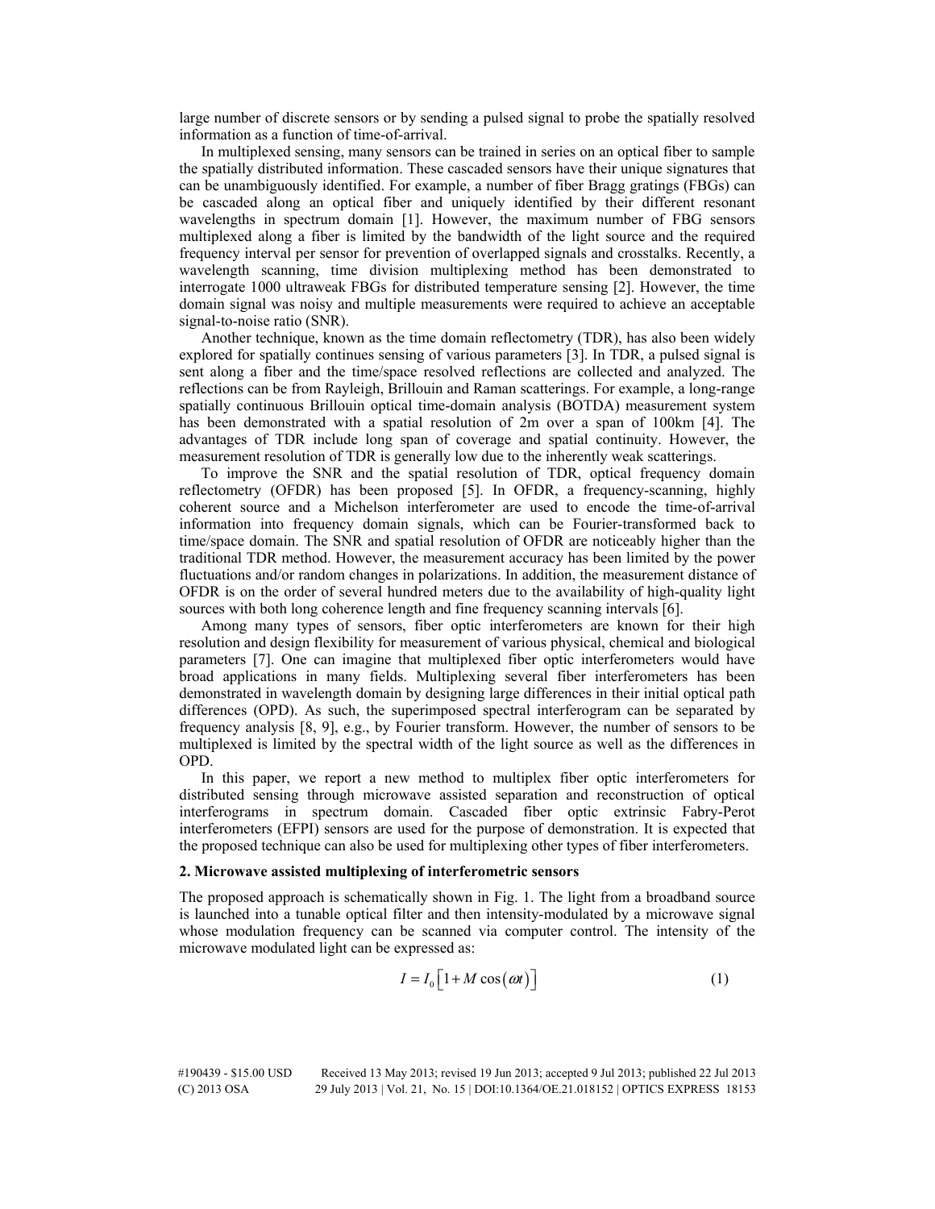large number of discrete sensors or by sending a pulsed signal to probe the spatially resolved information as a function of time-of-arrival.

In multiplexed sensing, many sensors can be trained in series on an optical fiber to sample the spatially distributed information. These cascaded sensors have their unique signatures that can be unambiguously identified. For example, a number of fiber Bragg gratings (FBGs) can be cascaded along an optical fiber and uniquely identified by their different resonant wavelengths in spectrum domain [1]. However, the maximum number of FBG sensors multiplexed along a fiber is limited by the bandwidth of the light source and the required frequency interval per sensor for prevention of overlapped signals and crosstalks. Recently, a wavelength scanning, time division multiplexing method has been demonstrated to interrogate 1000 ultraweak FBGs for distributed temperature sensing [2]. However, the time domain signal was noisy and multiple measurements were required to achieve an acceptable signal-to-noise ratio (SNR).

Another technique, known as the time domain reflectometry (TDR), has also been widely explored for spatially continues sensing of various parameters [3]. In TDR, a pulsed signal is sent along a fiber and the time/space resolved reflections are collected and analyzed. The reflections can be from Rayleigh, Brillouin and Raman scatterings. For example, a long-range spatially continuous Brillouin optical time-domain analysis (BOTDA) measurement system has been demonstrated with a spatial resolution of 2m over a span of 100km [4]. The advantages of TDR include long span of coverage and spatial continuity. However, the measurement resolution of TDR is generally low due to the inherently weak scatterings.

To improve the SNR and the spatial resolution of TDR, optical frequency domain reflectometry (OFDR) has been proposed [5]. In OFDR, a frequency-scanning, highly coherent source and a Michelson interferometer are used to encode the time-of-arrival information into frequency domain signals, which can be Fourier-transformed back to time/space domain. The SNR and spatial resolution of OFDR are noticeably higher than the traditional TDR method. However, the measurement accuracy has been limited by the power fluctuations and/or random changes in polarizations. In addition, the measurement distance of OFDR is on the order of several hundred meters due to the availability of high-quality light sources with both long coherence length and fine frequency scanning intervals [6].

Among many types of sensors, fiber optic interferometers are known for their high resolution and design flexibility for measurement of various physical, chemical and biological parameters [7]. One can imagine that multiplexed fiber optic interferometers would have broad applications in many fields. Multiplexing several fiber interferometers has been demonstrated in wavelength domain by designing large differences in their initial optical path differences (OPD). As such, the superimposed spectral interferogram can be separated by frequency analysis [8, 9], e.g., by Fourier transform. However, the number of sensors to be multiplexed is limited by the spectral width of the light source as well as the differences in OPD.

In this paper, we report a new method to multiplex fiber optic interferometers for distributed sensing through microwave assisted separation and reconstruction of optical interferograms in spectrum domain. Cascaded fiber optic extrinsic Fabry-Perot interferometers (EFPI) sensors are used for the purpose of demonstration. It is expected that the proposed technique can also be used for multiplexing other types of fiber interferometers.

## 2. Microwave assisted multiplexing of interferometric sensors

The proposed approach is schematically shown in Fig. 1. The light from a broadband source is launched into a tunable optical filter and then intensity-modulated by a microwave signal whose modulation frequency can be scanned via computer control. The intensity of the microwave modulated light can be expressed as:

$$I = I_0 \left[ 1 + M \cos(\omega t) \right] \tag{1}$$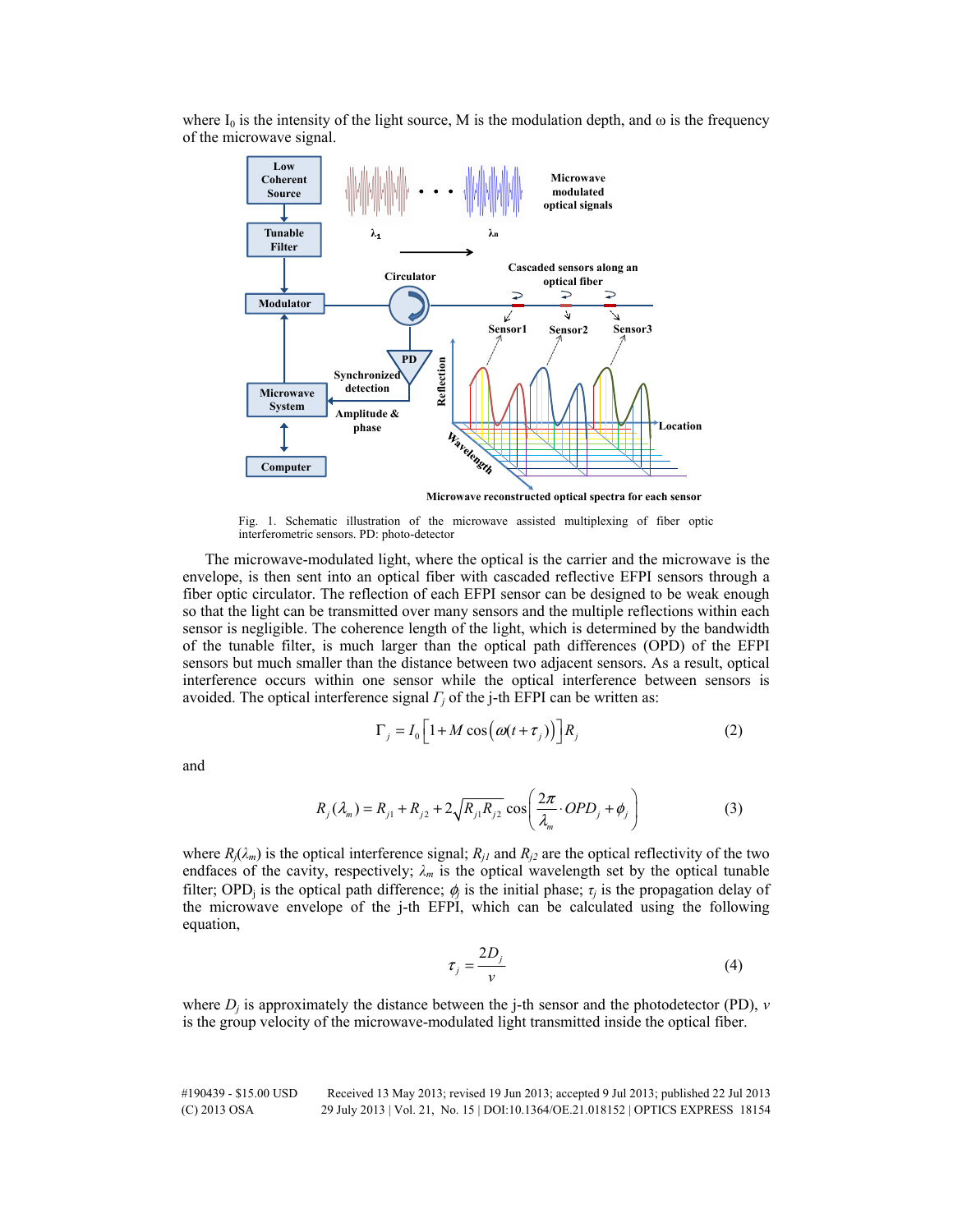where $I_0$ is the intensity of the light source, M is the modulation depth, and ω is the frequency of the microwave signal.

Fig. 1. Schematic illustration of the microwave assisted multiplexing of fiber optic interferometric sensors. PD: photo-detector

The microwave-modulated light, where the optical is the carrier and the microwave is the envelope, is then sent into an optical fiber with cascaded reflective EFPI sensors through a fiber optic circulator. The reflection of each EFPI sensor can be designed to be weak enough so that the light can be transmitted over many sensors and the multiple reflections within each sensor is negligible. The coherence length of the light, which is determined by the bandwidth of the tunable filter, is much larger than the optical path differences (OPD) of the EFPI sensors but much smaller than the distance between two adjacent sensors. As a result, optical interference occurs within one sensor while the optical interference between sensors is avoided. The optical interference signal $\Gamma_j$ of the j-th EFPI can be written as:

$$\Gamma_j = I_0\left[1 + M\cos\left(\omega(t+\tau_j)\right)\right]R_j \tag{2}$$

and

$$R_j(\lambda_m) = R_{j1} + R_{j2} + 2\sqrt{R_{j1}R_{j2}}\cos\left(\frac{2\pi}{\lambda_m}\cdot OPD_j + \phi_j\right) \tag{3}$$

where $R_j(\lambda_m)$ is the optical interference signal; $R_{j1}$ and $R_{j2}$ are the optical reflectivity of the two endfaces of the cavity, respectively; $\lambda_m$ is the optical wavelength set by the optical tunable filter; $OPD_j$ is the optical path difference; $\phi_j$ is the initial phase; $\tau_j$ is the propagation delay of the microwave envelope of the j-th EFPI, which can be calculated using the following equation,

$$\tau_j = \frac{2D_j}{v} \tag{4}$$

where $D_j$ is approximately the distance between the j-th sensor and the photodetector (PD), $v$ is the group velocity of the microwave-modulated light transmitted inside the optical fiber.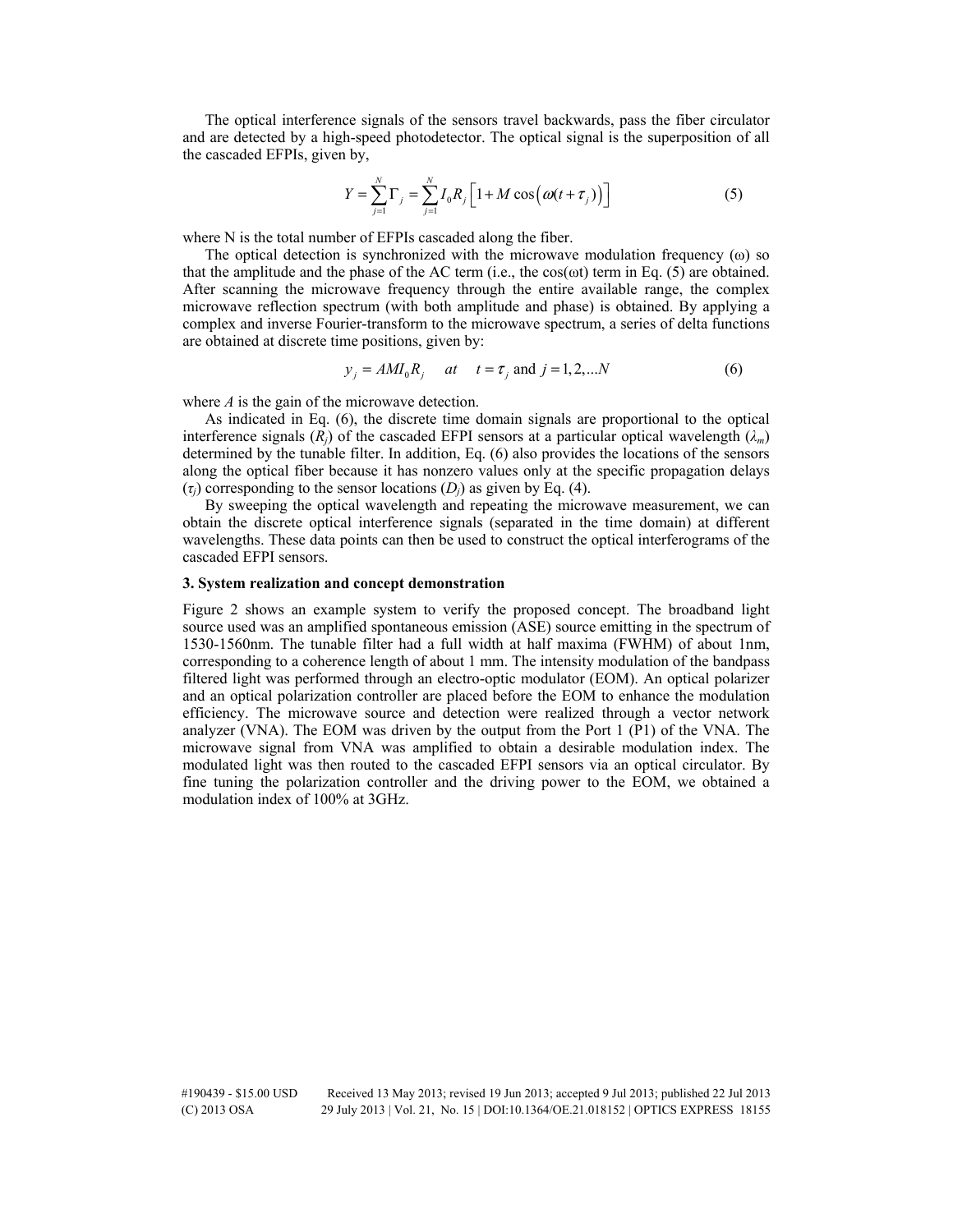The optical interference signals of the sensors travel backwards, pass the fiber circulator and are detected by a high-speed photodetector. The optical signal is the superposition of all the cascaded EFPIs, given by,

$$Y = \sum_{j=1}^{N} \Gamma_j = \sum_{j=1}^{N} I_0 R_j \left[ 1 + M \cos\left( \omega (t + \tau_j) \right) \right] \tag{5}$$

where N is the total number of EFPIs cascaded along the fiber.

The optical detection is synchronized with the microwave modulation frequency ($\omega$) so that the amplitude and the phase of the AC term (i.e., the $\cos(\omega t)$ term in Eq. (5) are obtained. After scanning the microwave frequency through the entire available range, the complex microwave reflection spectrum (with both amplitude and phase) is obtained. By applying a complex and inverse Fourier-transform to the microwave spectrum, a series of delta functions are obtained at discrete time positions, given by:

$$y_j = AMI_0 R_j \quad at \quad t = \tau_j \text{ and } j = 1, 2, \ldots N \tag{6}$$

where $A$ is the gain of the microwave detection.

As indicated in Eq. (6), the discrete time domain signals are proportional to the optical interference signals ($R_j$) of the cascaded EFPI sensors at a particular optical wavelength ($\lambda_m$) determined by the tunable filter. In addition, Eq. (6) also provides the locations of the sensors along the optical fiber because it has nonzero values only at the specific propagation delays ($\tau_j$) corresponding to the sensor locations ($D_j$) as given by Eq. (4).

By sweeping the optical wavelength and repeating the microwave measurement, we can obtain the discrete optical interference signals (separated in the time domain) at different wavelengths. These data points can then be used to construct the optical interferograms of the cascaded EFPI sensors.

### 3. System realization and concept demonstration

Figure 2 shows an example system to verify the proposed concept. The broadband light source used was an amplified spontaneous emission (ASE) source emitting in the spectrum of 1530-1560nm. The tunable filter had a full width at half maxima (FWHM) of about 1nm, corresponding to a coherence length of about 1 mm. The intensity modulation of the bandpass filtered light was performed through an electro-optic modulator (EOM). An optical polarizer and an optical polarization controller are placed before the EOM to enhance the modulation efficiency. The microwave source and detection were realized through a vector network analyzer (VNA). The EOM was driven by the output from the Port 1 (P1) of the VNA. The microwave signal from VNA was amplified to obtain a desirable modulation index. The modulated light was then routed to the cascaded EFPI sensors via an optical circulator. By fine tuning the polarization controller and the driving power to the EOM, we obtained a modulation index of 100% at 3GHz.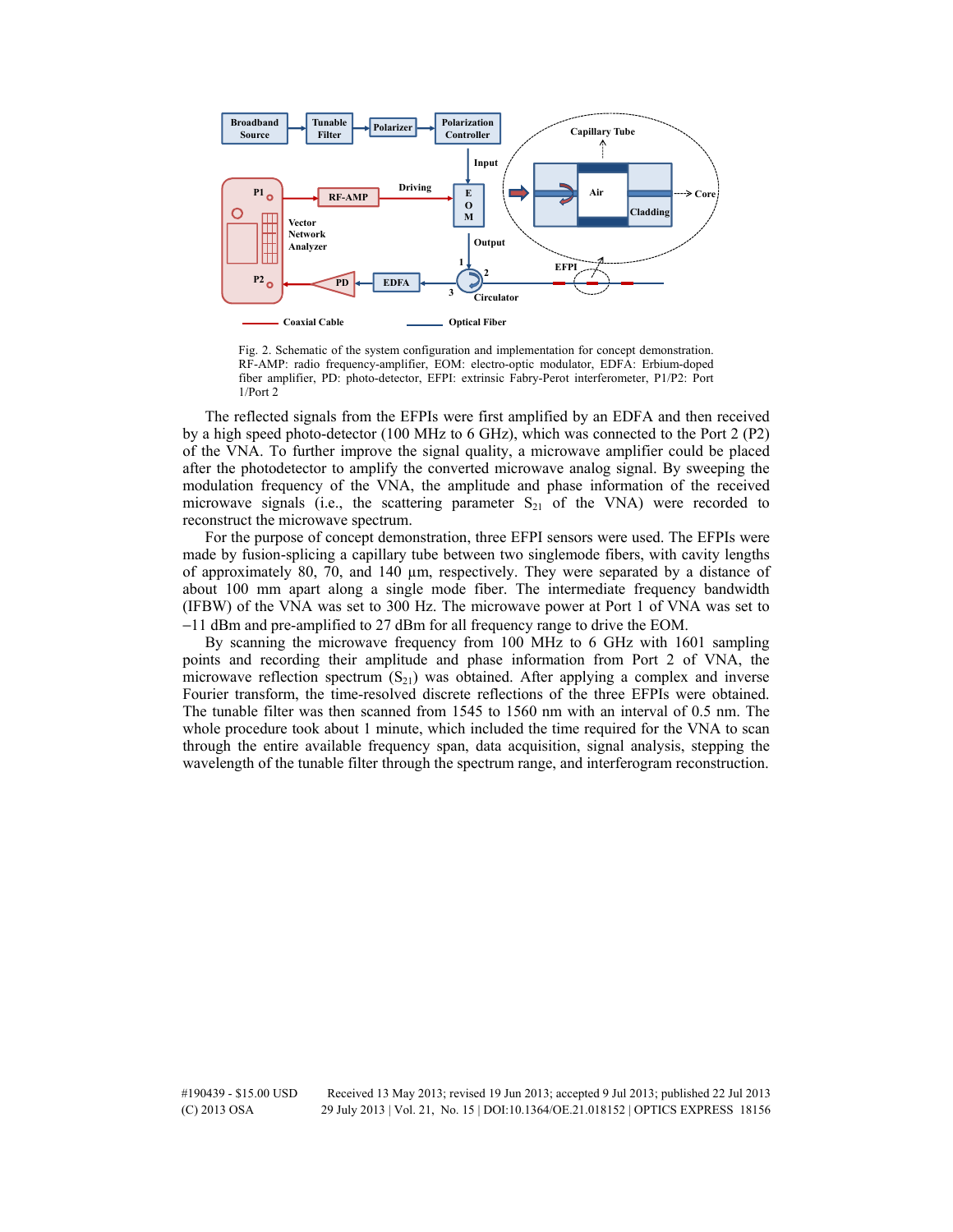Fig. 2. Schematic of the system configuration and implementation for concept demonstration. RF-AMP: radio frequency-amplifier, EOM: electro-optic modulator, EDFA: Erbium-doped fiber amplifier, PD: photo-detector, EFPI: extrinsic Fabry-Perot interferometer, P1/P2: Port 1/Port 2

The reflected signals from the EFPIs were first amplified by an EDFA and then received by a high speed photo-detector (100 MHz to 6 GHz), which was connected to the Port 2 (P2) of the VNA. To further improve the signal quality, a microwave amplifier could be placed after the photodetector to amplify the converted microwave analog signal. By sweeping the modulation frequency of the VNA, the amplitude and phase information of the received microwave signals (i.e., the scattering parameter $S_{21}$ of the VNA) were recorded to reconstruct the microwave spectrum.

For the purpose of concept demonstration, three EFPI sensors were used. The EFPIs were made by fusion-splicing a capillary tube between two singlemode fibers, with cavity lengths of approximately 80, 70, and 140 μm, respectively. They were separated by a distance of about 100 mm apart along a single mode fiber. The intermediate frequency bandwidth (IFBW) of the VNA was set to 300 Hz. The microwave power at Port 1 of VNA was set to −11 dBm and pre-amplified to 27 dBm for all frequency range to drive the EOM.

By scanning the microwave frequency from 100 MHz to 6 GHz with 1601 sampling points and recording their amplitude and phase information from Port 2 of VNA, the microwave reflection spectrum ($S_{21}$) was obtained. After applying a complex and inverse Fourier transform, the time-resolved discrete reflections of the three EFPIs were obtained. The tunable filter was then scanned from 1545 to 1560 nm with an interval of 0.5 nm. The whole procedure took about 1 minute, which included the time required for the VNA to scan through the entire available frequency span, data acquisition, signal analysis, stepping the wavelength of the tunable filter through the spectrum range, and interferogram reconstruction.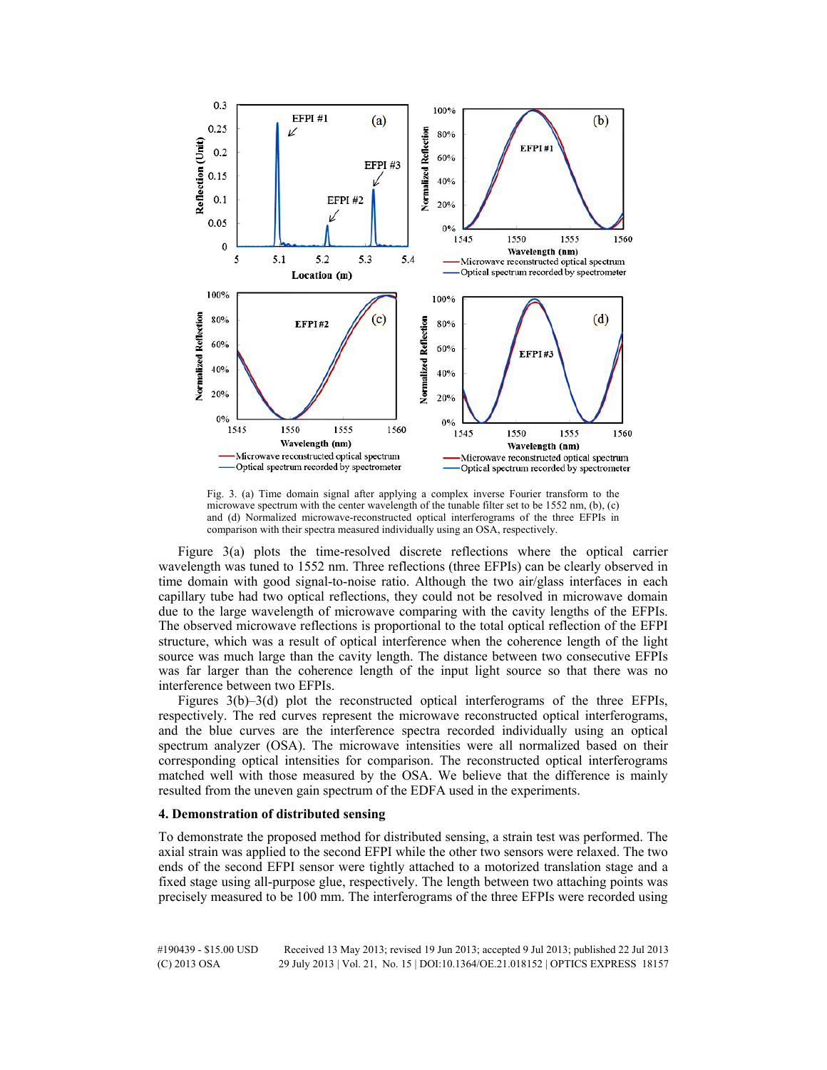Fig. 3. (a) Time domain signal after applying a complex inverse Fourier transform to the microwave spectrum with the center wavelength of the tunable filter set to be 1552 nm, (b), (c) and (d) Normalized microwave-reconstructed optical interferograms of the three EFPIs in comparison with their spectra measured individually using an OSA, respectively.

Figure 3(a) plots the time-resolved discrete reflections where the optical carrier wavelength was tuned to 1552 nm. Three reflections (three EFPIs) can be clearly observed in time domain with good signal-to-noise ratio. Although the two air/glass interfaces in each capillary tube had two optical reflections, they could not be resolved in microwave domain due to the large wavelength of microwave comparing with the cavity lengths of the EFPIs. The observed microwave reflections is proportional to the total optical reflection of the EFPI structure, which was a result of optical interference when the coherence length of the light source was much large than the cavity length. The distance between two consecutive EFPIs was far larger than the coherence length of the input light source so that there was no interference between two EFPIs.

Figures 3(b)–3(d) plot the reconstructed optical interferograms of the three EFPIs, respectively. The red curves represent the microwave reconstructed optical interferograms, and the blue curves are the interference spectra recorded individually using an optical spectrum analyzer (OSA). The microwave intensities were all normalized based on their corresponding optical intensities for comparison. The reconstructed optical interferograms matched well with those measured by the OSA. We believe that the difference is mainly resulted from the uneven gain spectrum of the EDFA used in the experiments.

## 4. Demonstration of distributed sensing

To demonstrate the proposed method for distributed sensing, a strain test was performed. The axial strain was applied to the second EFPI while the other two sensors were relaxed. The two ends of the second EFPI sensor were tightly attached to a motorized translation stage and a fixed stage using all-purpose glue, respectively. The length between two attaching points was precisely measured to be 100 mm. The interferograms of the three EFPIs were recorded using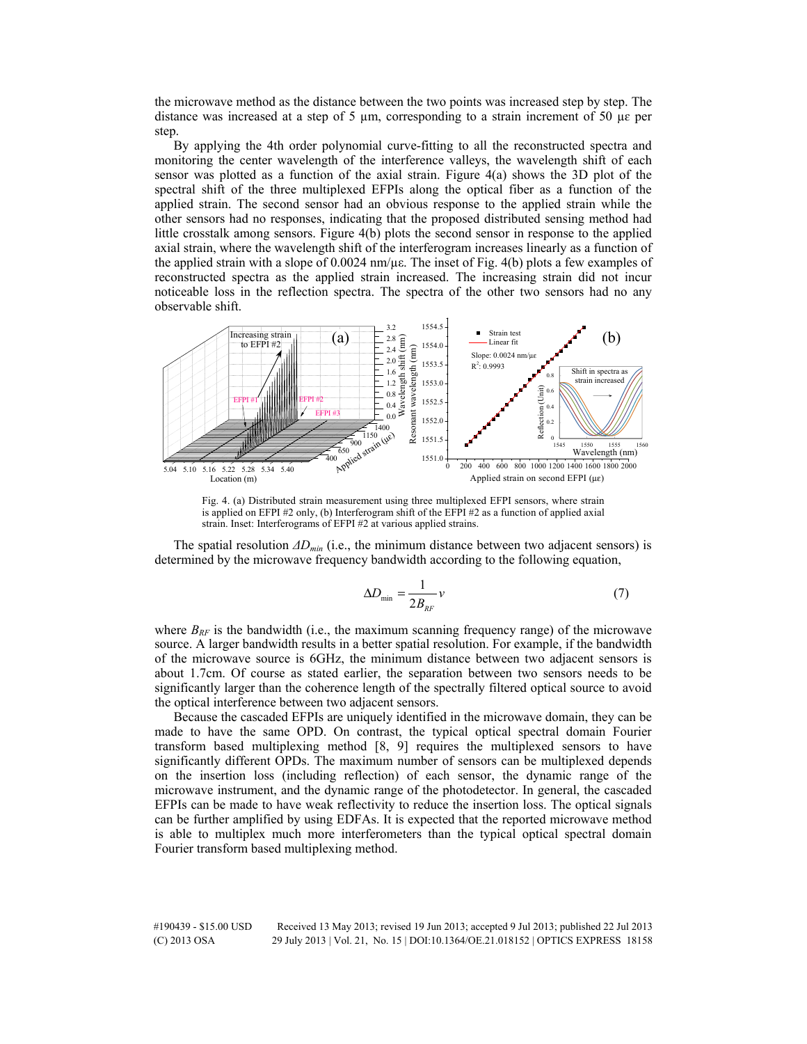the microwave method as the distance between the two points was increased step by step. The distance was increased at a step of 5 μm, corresponding to a strain increment of 50 με per step.

By applying the 4th order polynomial curve-fitting to all the reconstructed spectra and monitoring the center wavelength of the interference valleys, the wavelength shift of each sensor was plotted as a function of the axial strain. Figure 4(a) shows the 3D plot of the spectral shift of the three multiplexed EFPIs along the optical fiber as a function of the applied strain. The second sensor had an obvious response to the applied strain while the other sensors had no responses, indicating that the proposed distributed sensing method had little crosstalk among sensors. Figure 4(b) plots the second sensor in response to the applied axial strain, where the wavelength shift of the interferogram increases linearly as a function of the applied strain with a slope of 0.0024 nm/με. The inset of Fig. 4(b) plots a few examples of reconstructed spectra as the applied strain increased. The increasing strain did not incur noticeable loss in the reflection spectra. The spectra of the other two sensors had no any observable shift.

Fig. 4. (a) Distributed strain measurement using three multiplexed EFPI sensors, where strain is applied on EFPI #2 only, (b) Interferogram shift of the EFPI #2 as a function of applied axial strain. Inset: Interferograms of EFPI #2 at various applied strains.

The spatial resolution $\Delta D_{min}$ (i.e., the minimum distance between two adjacent sensors) is determined by the microwave frequency bandwidth according to the following equation,

$$\Delta D_{\min} = \frac{1}{2B_{RF}} v \tag{7}$$

where $B_{RF}$ is the bandwidth (i.e., the maximum scanning frequency range) of the microwave source. A larger bandwidth results in a better spatial resolution. For example, if the bandwidth of the microwave source is 6GHz, the minimum distance between two adjacent sensors is about 1.7cm. Of course as stated earlier, the separation between two sensors needs to be significantly larger than the coherence length of the spectrally filtered optical source to avoid the optical interference between two adjacent sensors.

Because the cascaded EFPIs are uniquely identified in the microwave domain, they can be made to have the same OPD. On contrast, the typical optical spectral domain Fourier transform based multiplexing method [8, 9] requires the multiplexed sensors to have significantly different OPDs. The maximum number of sensors can be multiplexed depends on the insertion loss (including reflection) of each sensor, the dynamic range of the microwave instrument, and the dynamic range of the photodetector. In general, the cascaded EFPIs can be made to have weak reflectivity to reduce the insertion loss. The optical signals can be further amplified by using EDFAs. It is expected that the reported microwave method is able to multiplex much more interferometers than the typical optical spectral domain Fourier transform based multiplexing method.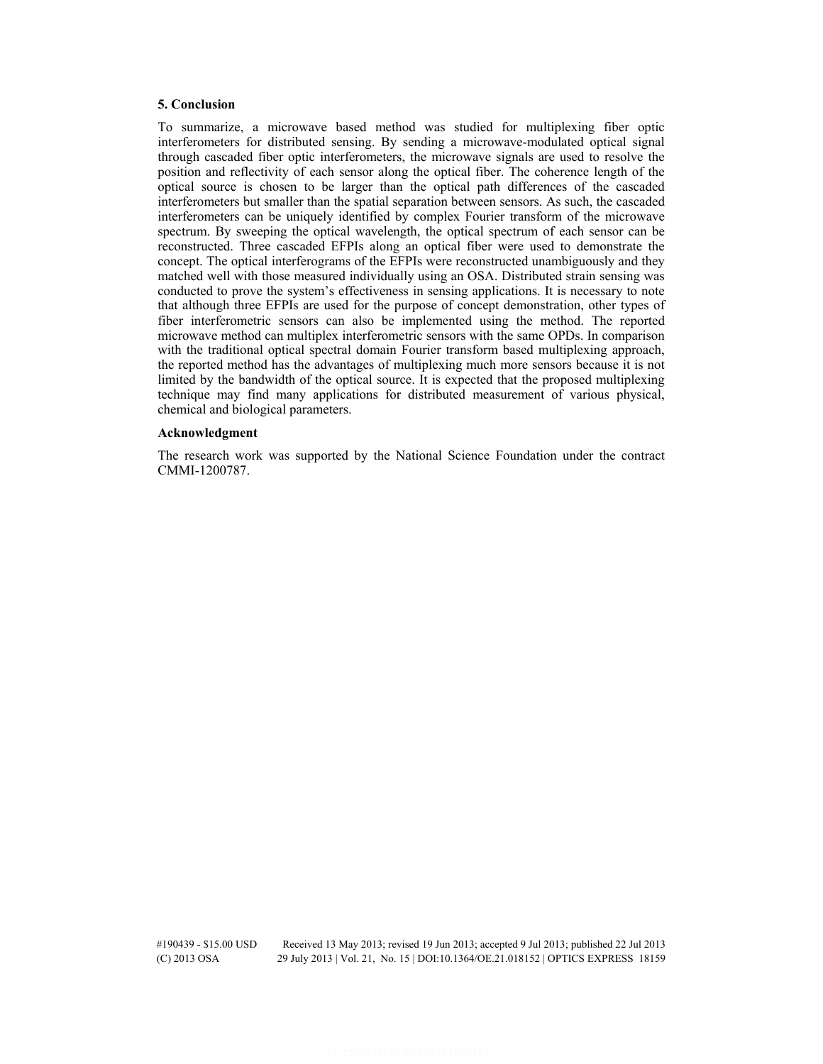## 5. Conclusion

To summarize, a microwave based method was studied for multiplexing fiber optic interferometers for distributed sensing. By sending a microwave-modulated optical signal through cascaded fiber optic interferometers, the microwave signals are used to resolve the position and reflectivity of each sensor along the optical fiber. The coherence length of the optical source is chosen to be larger than the optical path differences of the cascaded interferometers but smaller than the spatial separation between sensors. As such, the cascaded interferometers can be uniquely identified by complex Fourier transform of the microwave spectrum. By sweeping the optical wavelength, the optical spectrum of each sensor can be reconstructed. Three cascaded EFPIs along an optical fiber were used to demonstrate the concept. The optical interferograms of the EFPIs were reconstructed unambiguously and they matched well with those measured individually using an OSA. Distributed strain sensing was conducted to prove the system's effectiveness in sensing applications. It is necessary to note that although three EFPIs are used for the purpose of concept demonstration, other types of fiber interferometric sensors can also be implemented using the method. The reported microwave method can multiplex interferometric sensors with the same OPDs. In comparison with the traditional optical spectral domain Fourier transform based multiplexing approach, the reported method has the advantages of multiplexing much more sensors because it is not limited by the bandwidth of the optical source. It is expected that the proposed multiplexing technique may find many applications for distributed measurement of various physical, chemical and biological parameters.

### Acknowledgment

The research work was supported by the National Science Foundation under the contract CMMI-1200787.